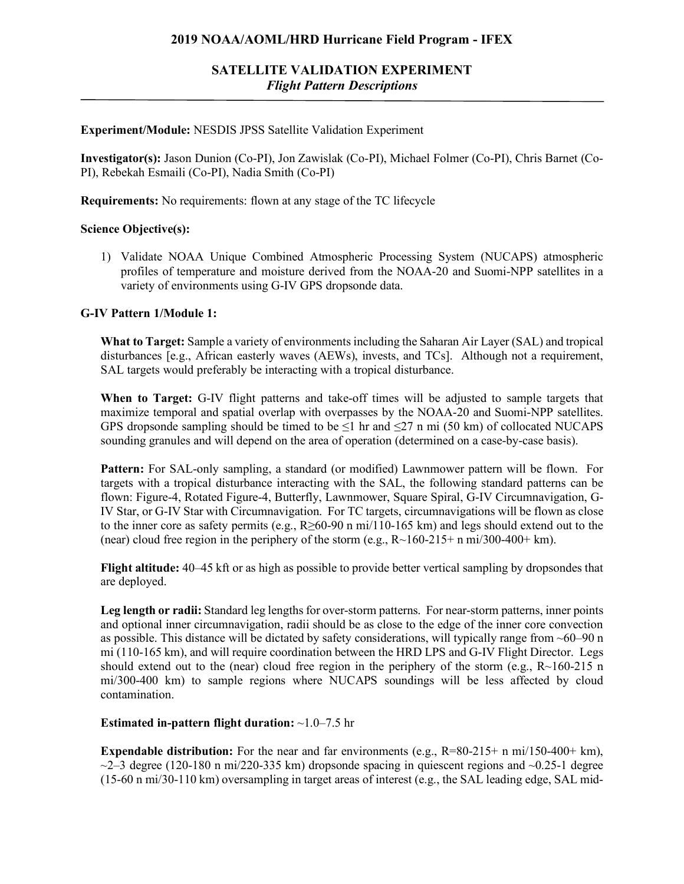# 2019 NOAA/AOML/HRD Hurricane Field Program - IFEX

## SATELLITE VALIDATION EXPERIMENT
### *Flight Pattern Descriptions*

**Experiment/Module:** NESDIS JPSS Satellite Validation Experiment

**Investigator(s):** Jason Dunion (Co-PI), Jon Zawislak (Co-PI), Michael Folmer (Co-PI), Chris Barnet (Co-PI), Rebekah Esmaili (Co-PI), Nadia Smith (Co-PI)

**Requirements:** No requirements: flown at any stage of the TC lifecycle

**Science Objective(s):**

1) Validate NOAA Unique Combined Atmospheric Processing System (NUCAPS) atmospheric profiles of temperature and moisture derived from the NOAA-20 and Suomi-NPP satellites in a variety of environments using G-IV GPS dropsonde data.

**G-IV Pattern 1/Module 1:**

**What to Target:** Sample a variety of environments including the Saharan Air Layer (SAL) and tropical disturbances [e.g., African easterly waves (AEWs), invests, and TCs]. Although not a requirement, SAL targets would preferably be interacting with a tropical disturbance.

**When to Target:** G-IV flight patterns and take-off times will be adjusted to sample targets that maximize temporal and spatial overlap with overpasses by the NOAA-20 and Suomi-NPP satellites. GPS dropsonde sampling should be timed to be ≤1 hr and ≤27 n mi (50 km) of collocated NUCAPS sounding granules and will depend on the area of operation (determined on a case-by-case basis).

**Pattern:** For SAL-only sampling, a standard (or modified) Lawnmower pattern will be flown. For targets with a tropical disturbance interacting with the SAL, the following standard patterns can be flown: Figure-4, Rotated Figure-4, Butterfly, Lawnmower, Square Spiral, G-IV Circumnavigation, G-IV Star, or G-IV Star with Circumnavigation. For TC targets, circumnavigations will be flown as close to the inner core as safety permits (e.g., R≥60-90 n mi/110-165 km) and legs should extend out to the (near) cloud free region in the periphery of the storm (e.g., R~160-215+ n mi/300-400+ km).

**Flight altitude:** 40–45 kft or as high as possible to provide better vertical sampling by dropsondes that are deployed.

**Leg length or radii:** Standard leg lengths for over-storm patterns. For near-storm patterns, inner points and optional inner circumnavigation, radii should be as close to the edge of the inner core convection as possible. This distance will be dictated by safety considerations, will typically range from ~60–90 n mi (110-165 km), and will require coordination between the HRD LPS and G-IV Flight Director. Legs should extend out to the (near) cloud free region in the periphery of the storm (e.g., R~160-215 n mi/300-400 km) to sample regions where NUCAPS soundings will be less affected by cloud contamination.

**Estimated in-pattern flight duration:** ~1.0–7.5 hr

**Expendable distribution:** For the near and far environments (e.g., R=80-215+ n mi/150-400+ km), ~2–3 degree (120-180 n mi/220-335 km) dropsonde spacing in quiescent regions and ~0.25-1 degree (15-60 n mi/30-110 km) oversampling in target areas of interest (e.g., the SAL leading edge, SAL mid-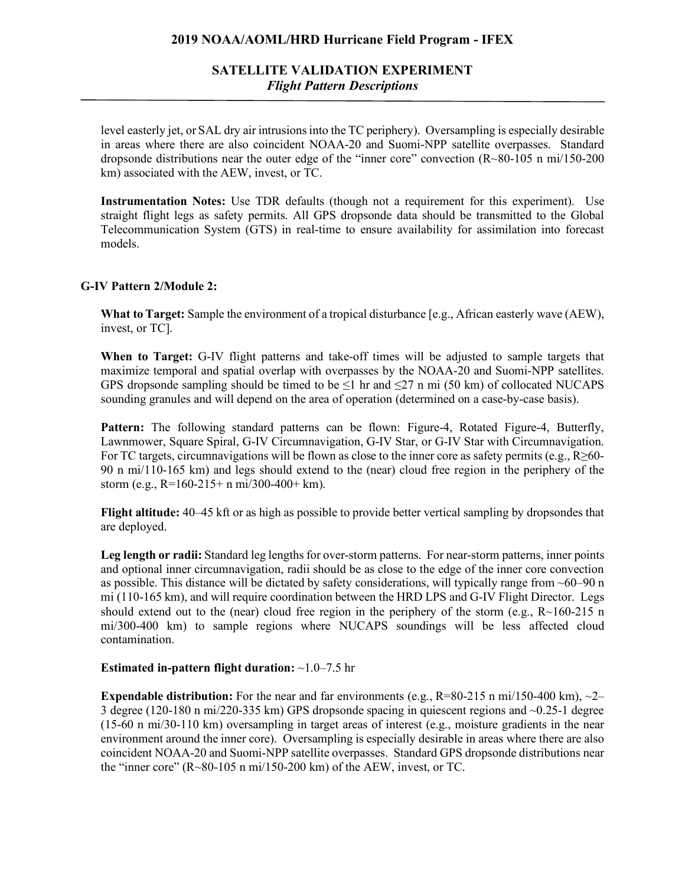level easterly jet, or SAL dry air intrusions into the TC periphery). Oversampling is especially desirable in areas where there are also coincident NOAA-20 and Suomi-NPP satellite overpasses. Standard dropsonde distributions near the outer edge of the "inner core" convection (R~80-105 n mi/150-200 km) associated with the AEW, invest, or TC.

**Instrumentation Notes:** Use TDR defaults (though not a requirement for this experiment). Use straight flight legs as safety permits. All GPS dropsonde data should be transmitted to the Global Telecommunication System (GTS) in real-time to ensure availability for assimilation into forecast models.

### G-IV Pattern 2/Module 2:

**What to Target:** Sample the environment of a tropical disturbance [e.g., African easterly wave (AEW), invest, or TC].

**When to Target:** G-IV flight patterns and take-off times will be adjusted to sample targets that maximize temporal and spatial overlap with overpasses by the NOAA-20 and Suomi-NPP satellites. GPS dropsonde sampling should be timed to be ≤1 hr and ≤27 n mi (50 km) of collocated NUCAPS sounding granules and will depend on the area of operation (determined on a case-by-case basis).

**Pattern:** The following standard patterns can be flown: Figure-4, Rotated Figure-4, Butterfly, Lawnmower, Square Spiral, G-IV Circumnavigation, G-IV Star, or G-IV Star with Circumnavigation. For TC targets, circumnavigations will be flown as close to the inner core as safety permits (e.g., R≥60-90 n mi/110-165 km) and legs should extend to the (near) cloud free region in the periphery of the storm (e.g., R=160-215+ n mi/300-400+ km).

**Flight altitude:** 40–45 kft or as high as possible to provide better vertical sampling by dropsondes that are deployed.

**Leg length or radii:** Standard leg lengths for over-storm patterns. For near-storm patterns, inner points and optional inner circumnavigation, radii should be as close to the edge of the inner core convection as possible. This distance will be dictated by safety considerations, will typically range from ~60–90 n mi (110-165 km), and will require coordination between the HRD LPS and G-IV Flight Director. Legs should extend out to the (near) cloud free region in the periphery of the storm (e.g., R~160-215 n mi/300-400 km) to sample regions where NUCAPS soundings will be less affected cloud contamination.

**Estimated in-pattern flight duration:** ~1.0–7.5 hr

**Expendable distribution:** For the near and far environments (e.g., R=80-215 n mi/150-400 km), ~2–3 degree (120-180 n mi/220-335 km) GPS dropsonde spacing in quiescent regions and ~0.25-1 degree (15-60 n mi/30-110 km) oversampling in target areas of interest (e.g., moisture gradients in the near environment around the inner core). Oversampling is especially desirable in areas where there are also coincident NOAA-20 and Suomi-NPP satellite overpasses. Standard GPS dropsonde distributions near the "inner core" (R~80-105 n mi/150-200 km) of the AEW, invest, or TC.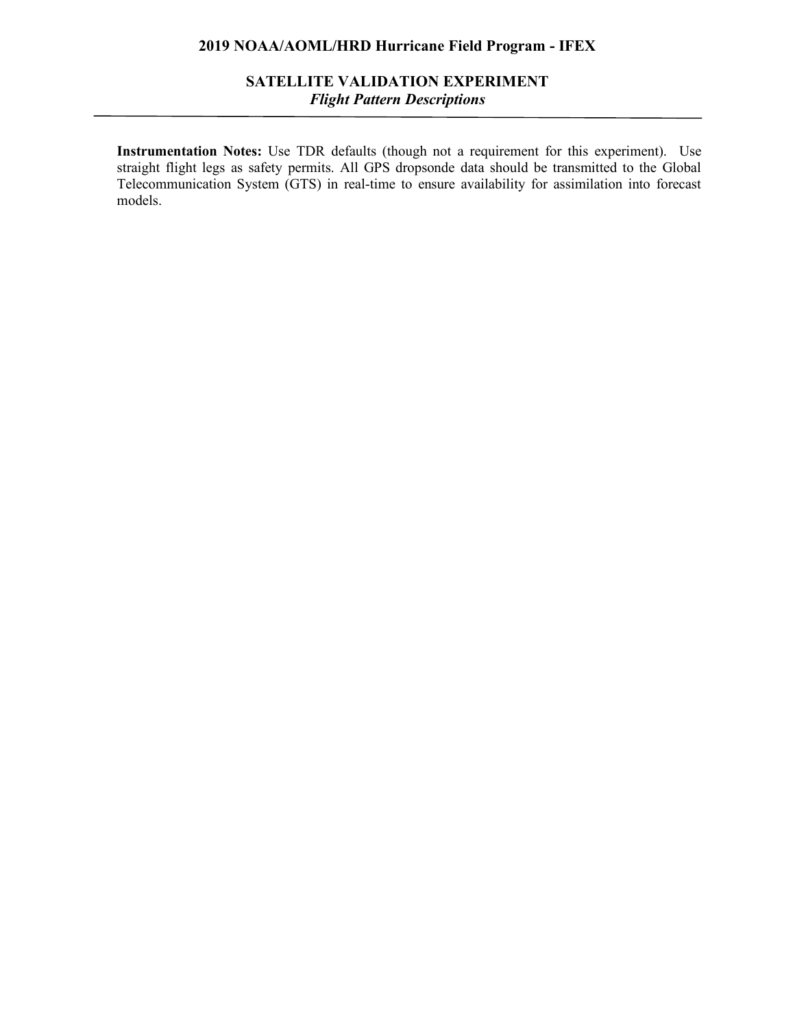## SATELLITE VALIDATION EXPERIMENT

### *Flight Pattern Descriptions*

**Instrumentation Notes:** Use TDR defaults (though not a requirement for this experiment). Use straight flight legs as safety permits. All GPS dropsonde data should be transmitted to the Global Telecommunication System (GTS) in real-time to ensure availability for assimilation into forecast models.